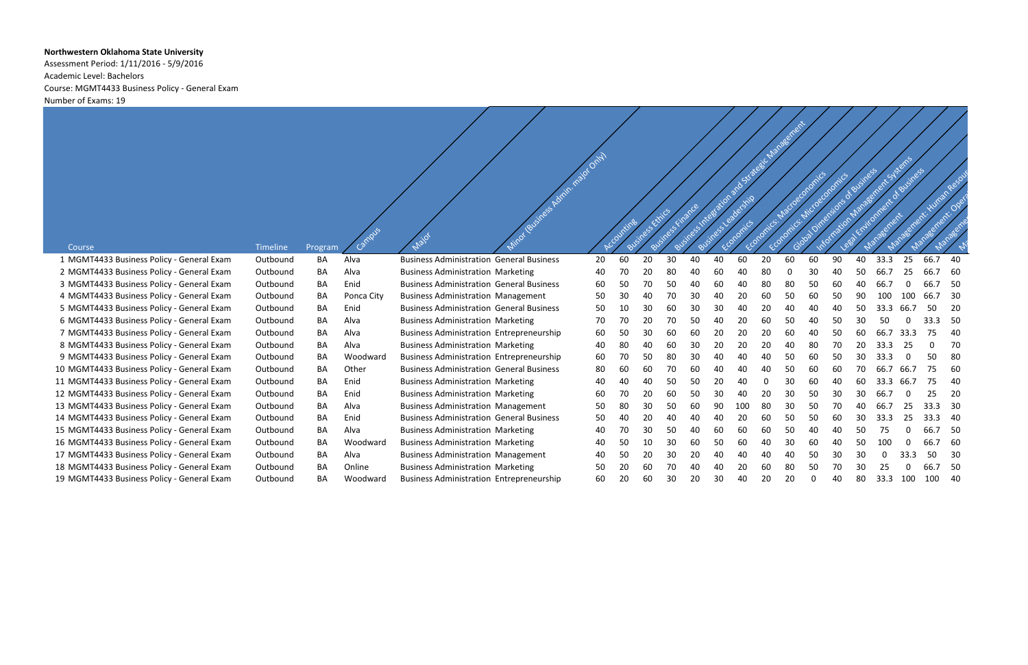**Northwestern Oklahoma State University**

Assessment Period: 1/11/2016 - 5/9/2016

Academic Level: Bachelors

Course: MGMT4433 Business Policy - General Exam

Number of Exams: 19

| Course | Timeline | Program | Campus | Major | Minor (Business Admin. major Only) | Accounting | Business Ethics | Business Finance | Business Integration and Strategic Management | Business Leadership | Economics | Economics: Macroeconomics | Economics: Microeconomics | Global Dimensions of Business | Information Management Systems | Legal Environment of Business | Management | Management: Human Resou | Management: Opera | Manageme | M |
|---|---|---|---|---|---|---|---|---|---|---|---|---|---|---|---|---|---|---|---|---|---|
| 1 MGMT4433 Business Policy - General Exam | Outbound | BA | Alva | Business Administration | General Business | 20 | 60 | 20 | 30 | 40 | 40 | 60 | 20 | 60 | 60 | 90 | 40 | 33.3 | 25 | 66.7 | 40 |
| 2 MGMT4433 Business Policy - General Exam | Outbound | BA | Alva | Business Administration | Marketing | 40 | 70 | 20 | 80 | 40 | 60 | 40 | 80 | 0 | 30 | 40 | 50 | 66.7 | 25 | 66.7 | 60 |
| 3 MGMT4433 Business Policy - General Exam | Outbound | BA | Enid | Business Administration | General Business | 60 | 50 | 70 | 50 | 40 | 60 | 40 | 80 | 80 | 50 | 60 | 40 | 66.7 | 0 | 66.7 | 50 |
| 4 MGMT4433 Business Policy - General Exam | Outbound | BA | Ponca City | Business Administration | Management | 50 | 30 | 40 | 70 | 30 | 40 | 20 | 60 | 50 | 60 | 50 | 90 | 100 | 100 | 66.7 | 30 |
| 5 MGMT4433 Business Policy - General Exam | Outbound | BA | Enid | Business Administration | General Business | 50 | 10 | 30 | 60 | 30 | 30 | 40 | 20 | 40 | 40 | 40 | 50 | 33.3 | 66.7 | 50 | 20 |
| 6 MGMT4433 Business Policy - General Exam | Outbound | BA | Alva | Business Administration | Marketing | 70 | 70 | 20 | 70 | 50 | 40 | 20 | 60 | 50 | 40 | 50 | 30 | 50 | 0 | 33.3 | 50 |
| 7 MGMT4433 Business Policy - General Exam | Outbound | BA | Alva | Business Administration | Entrepreneurship | 60 | 50 | 30 | 60 | 60 | 20 | 20 | 20 | 60 | 40 | 50 | 60 | 66.7 | 33.3 | 75 | 40 |
| 8 MGMT4433 Business Policy - General Exam | Outbound | BA | Alva | Business Administration | Marketing | 40 | 80 | 40 | 60 | 30 | 20 | 20 | 20 | 40 | 80 | 70 | 20 | 33.3 | 25 | 0 | 70 |
| 9 MGMT4433 Business Policy - General Exam | Outbound | BA | Woodward | Business Administration | Entrepreneurship | 60 | 70 | 50 | 80 | 30 | 40 | 40 | 40 | 50 | 60 | 50 | 30 | 33.3 | 0 | 50 | 80 |
| 10 MGMT4433 Business Policy - General Exam | Outbound | BA | Other | Business Administration | General Business | 80 | 60 | 60 | 70 | 60 | 40 | 40 | 40 | 50 | 60 | 60 | 70 | 66.7 | 66.7 | 75 | 60 |
| 11 MGMT4433 Business Policy - General Exam | Outbound | BA | Enid | Business Administration | Marketing | 40 | 40 | 40 | 50 | 50 | 20 | 40 | 0 | 30 | 60 | 40 | 60 | 33.3 | 66.7 | 75 | 40 |
| 12 MGMT4433 Business Policy - General Exam | Outbound | BA | Enid | Business Administration | Marketing | 60 | 70 | 20 | 60 | 50 | 30 | 40 | 20 | 30 | 50 | 30 | 30 | 66.7 | 0 | 25 | 20 |
| 13 MGMT4433 Business Policy - General Exam | Outbound | BA | Alva | Business Administration | Management | 50 | 80 | 30 | 50 | 60 | 90 | 100 | 80 | 30 | 50 | 70 | 40 | 66.7 | 25 | 33.3 | 30 |
| 14 MGMT4433 Business Policy - General Exam | Outbound | BA | Enid | Business Administration | General Business | 50 | 40 | 20 | 40 | 40 | 40 | 20 | 60 | 50 | 50 | 60 | 30 | 33.3 | 25 | 33.3 | 40 |
| 15 MGMT4433 Business Policy - General Exam | Outbound | BA | Alva | Business Administration | Marketing | 40 | 70 | 30 | 50 | 40 | 60 | 60 | 60 | 50 | 40 | 40 | 50 | 75 | 0 | 66.7 | 50 |
| 16 MGMT4433 Business Policy - General Exam | Outbound | BA | Woodward | Business Administration | Marketing | 40 | 50 | 10 | 30 | 60 | 50 | 60 | 40 | 30 | 60 | 40 | 50 | 100 | 0 | 66.7 | 60 |
| 17 MGMT4433 Business Policy - General Exam | Outbound | BA | Alva | Business Administration | Management | 40 | 50 | 20 | 30 | 20 | 40 | 40 | 40 | 40 | 50 | 30 | 30 | 0 | 33.3 | 50 | 30 |
| 18 MGMT4433 Business Policy - General Exam | Outbound | BA | Online | Business Administration | Marketing | 50 | 20 | 60 | 70 | 40 | 40 | 20 | 60 | 80 | 50 | 70 | 30 | 25 | 0 | 66.7 | 50 |
| 19 MGMT4433 Business Policy - General Exam | Outbound | BA | Woodward | Business Administration | Entrepreneurship | 60 | 20 | 60 | 30 | 20 | 30 | 40 | 20 | 20 | 0 | 40 | 80 | 33.3 | 100 | 100 | 40 |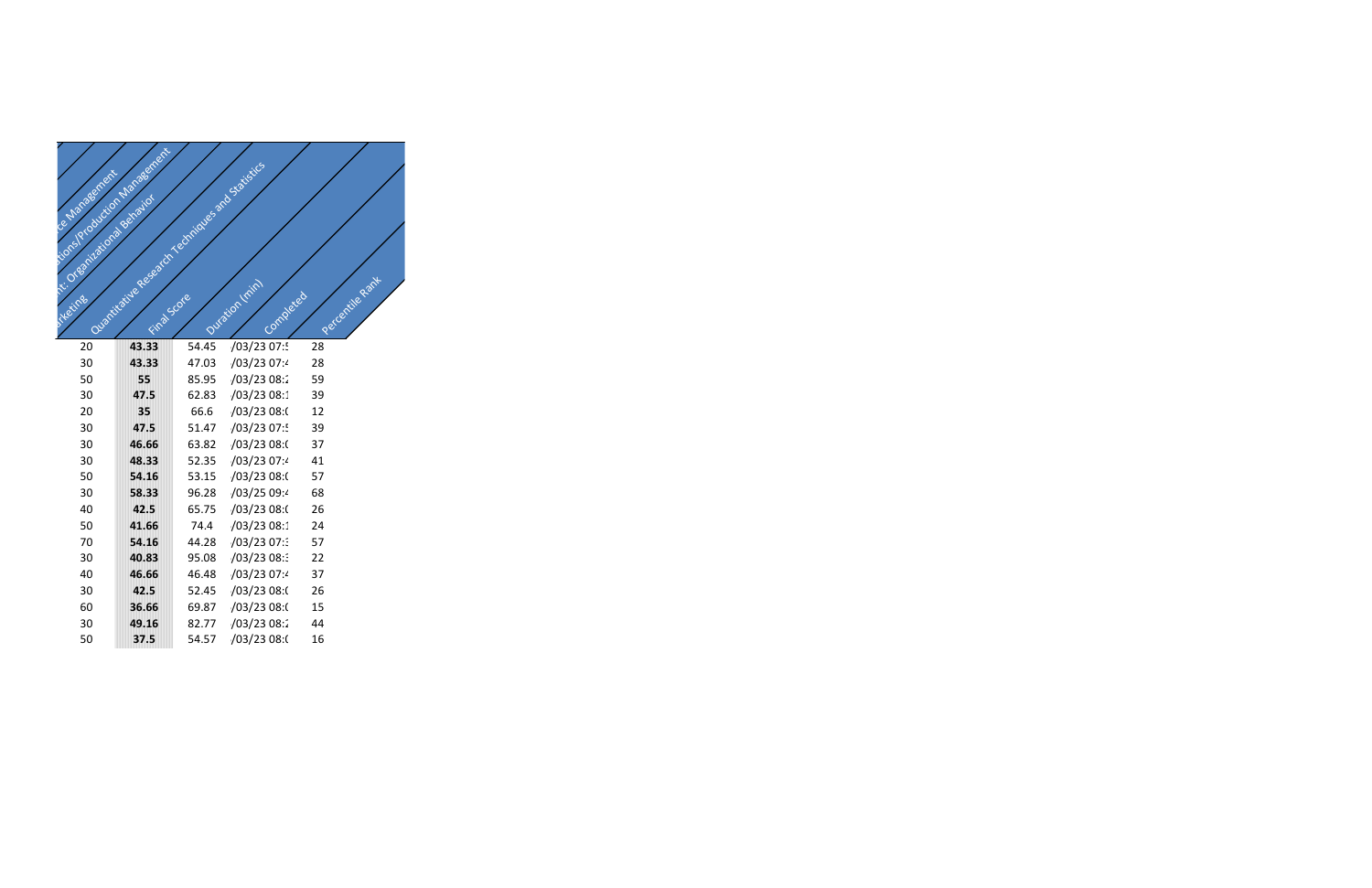| Quantitative Research Techniques and Statistics | Final Score | Duration (min) | Completed | Percentile Rank |
| --- | --- | --- | --- | --- |
| 20 | **43.33** | 54.45 | /03/23 07:5 | 28 |
| 30 | **43.33** | 47.03 | /03/23 07:4 | 28 |
| 50 | **55** | 85.95 | /03/23 08:2 | 59 |
| 30 | **47.5** | 62.83 | /03/23 08:1 | 39 |
| 20 | **35** | 66.6 | /03/23 08:0 | 12 |
| 30 | **47.5** | 51.47 | /03/23 07:5 | 39 |
| 30 | **46.66** | 63.82 | /03/23 08:0 | 37 |
| 30 | **48.33** | 52.35 | /03/23 07:4 | 41 |
| 50 | **54.16** | 53.15 | /03/23 08:0 | 57 |
| 30 | **58.33** | 96.28 | /03/25 09:4 | 68 |
| 40 | **42.5** | 65.75 | /03/23 08:0 | 26 |
| 50 | **41.66** | 74.4 | /03/23 08:1 | 24 |
| 70 | **54.16** | 44.28 | /03/23 07:3 | 57 |
| 30 | **40.83** | 95.08 | /03/23 08:3 | 22 |
| 40 | **46.66** | 46.48 | /03/23 07:4 | 37 |
| 30 | **42.5** | 52.45 | /03/23 08:0 | 26 |
| 60 | **36.66** | 69.87 | /03/23 08:0 | 15 |
| 30 | **49.16** | 82.77 | /03/23 08:2 | 44 |
| 50 | **37.5** | 54.57 | /03/23 08:0 | 16 |